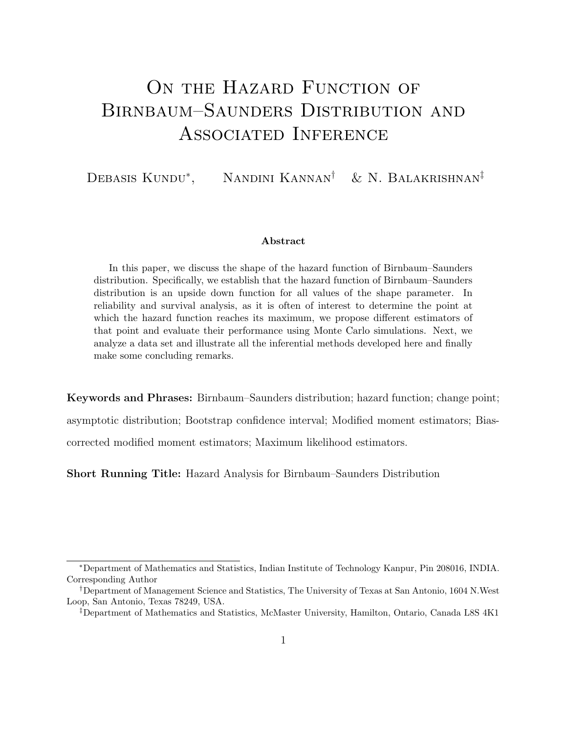# On the Hazard Function of Birnbaum–Saunders Distribution and Associated Inference

Debasis Kundu[*], Nandini Kannan[†] & N. Balakrishnan[‡]

### Abstract

In this paper, we discuss the shape of the hazard function of Birnbaum–Saunders distribution. Specifically, we establish that the hazard function of Birnbaum–Saunders distribution is an upside down function for all values of the shape parameter. In reliability and survival analysis, as it is often of interest to determine the point at which the hazard function reaches its maximum, we propose different estimators of that point and evaluate their performance using Monte Carlo simulations. Next, we analyze a data set and illustrate all the inferential methods developed here and finally make some concluding remarks.

**Keywords and Phrases:** Birnbaum–Saunders distribution; hazard function; change point; asymptotic distribution; Bootstrap confidence interval; Modified moment estimators; Bias-corrected modified moment estimators; Maximum likelihood estimators.

**Short Running Title:** Hazard Analysis for Birnbaum–Saunders Distribution

---

[*] Department of Mathematics and Statistics, Indian Institute of Technology Kanpur, Pin 208016, INDIA. Corresponding Author

[†] Department of Management Science and Statistics, The University of Texas at San Antonio, 1604 N.West Loop, San Antonio, Texas 78249, USA.

[‡] Department of Mathematics and Statistics, McMaster University, Hamilton, Ontario, Canada L8S 4K1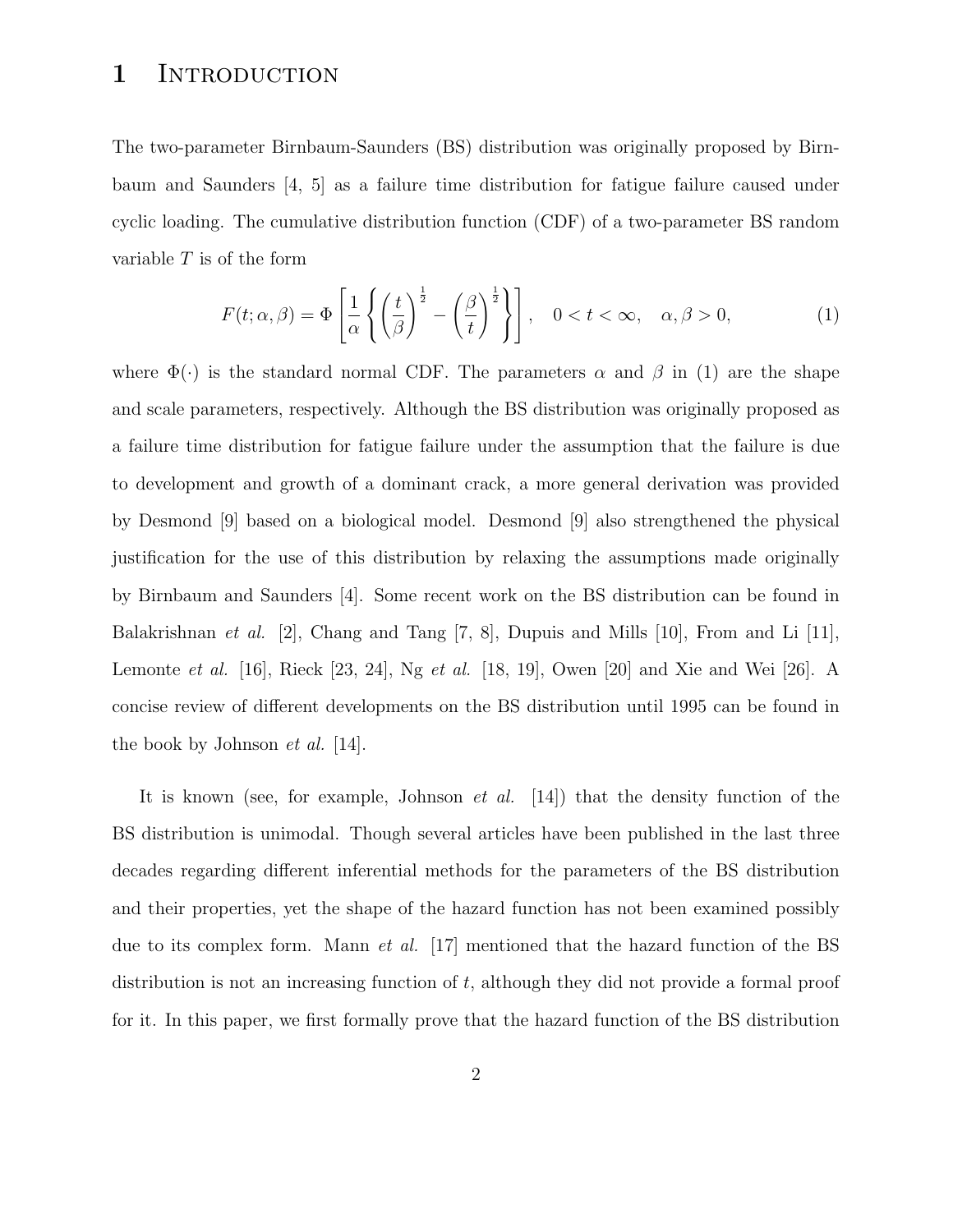# 1 Introduction

The two-parameter Birnbaum-Saunders (BS) distribution was originally proposed by Birnbaum and Saunders [4, 5] as a failure time distribution for fatigue failure caused under cyclic loading. The cumulative distribution function (CDF) of a two-parameter BS random variable $T$ is of the form

$$F(t;\alpha,\beta) = \Phi\left[\frac{1}{\alpha}\left\{\left(\frac{t}{\beta}\right)^{\frac{1}{2}} - \left(\frac{\beta}{t}\right)^{\frac{1}{2}}\right\}\right], \quad 0 < t < \infty, \quad \alpha, \beta > 0, \tag{1}$$

where $\Phi(\cdot)$ is the standard normal CDF. The parameters $\alpha$ and $\beta$ in (1) are the shape and scale parameters, respectively. Although the BS distribution was originally proposed as a failure time distribution for fatigue failure under the assumption that the failure is due to development and growth of a dominant crack, a more general derivation was provided by Desmond [9] based on a biological model. Desmond [9] also strengthened the physical justification for the use of this distribution by relaxing the assumptions made originally by Birnbaum and Saunders [4]. Some recent work on the BS distribution can be found in Balakrishnan *et al.* [2], Chang and Tang [7, 8], Dupuis and Mills [10], From and Li [11], Lemonte *et al.* [16], Rieck [23, 24], Ng *et al.* [18, 19], Owen [20] and Xie and Wei [26]. A concise review of different developments on the BS distribution until 1995 can be found in the book by Johnson *et al.* [14].

It is known (see, for example, Johnson *et al.* [14]) that the density function of the BS distribution is unimodal. Though several articles have been published in the last three decades regarding different inferential methods for the parameters of the BS distribution and their properties, yet the shape of the hazard function has not been examined possibly due to its complex form. Mann *et al.* [17] mentioned that the hazard function of the BS distribution is not an increasing function of $t$, although they did not provide a formal proof for it. In this paper, we first formally prove that the hazard function of the BS distribution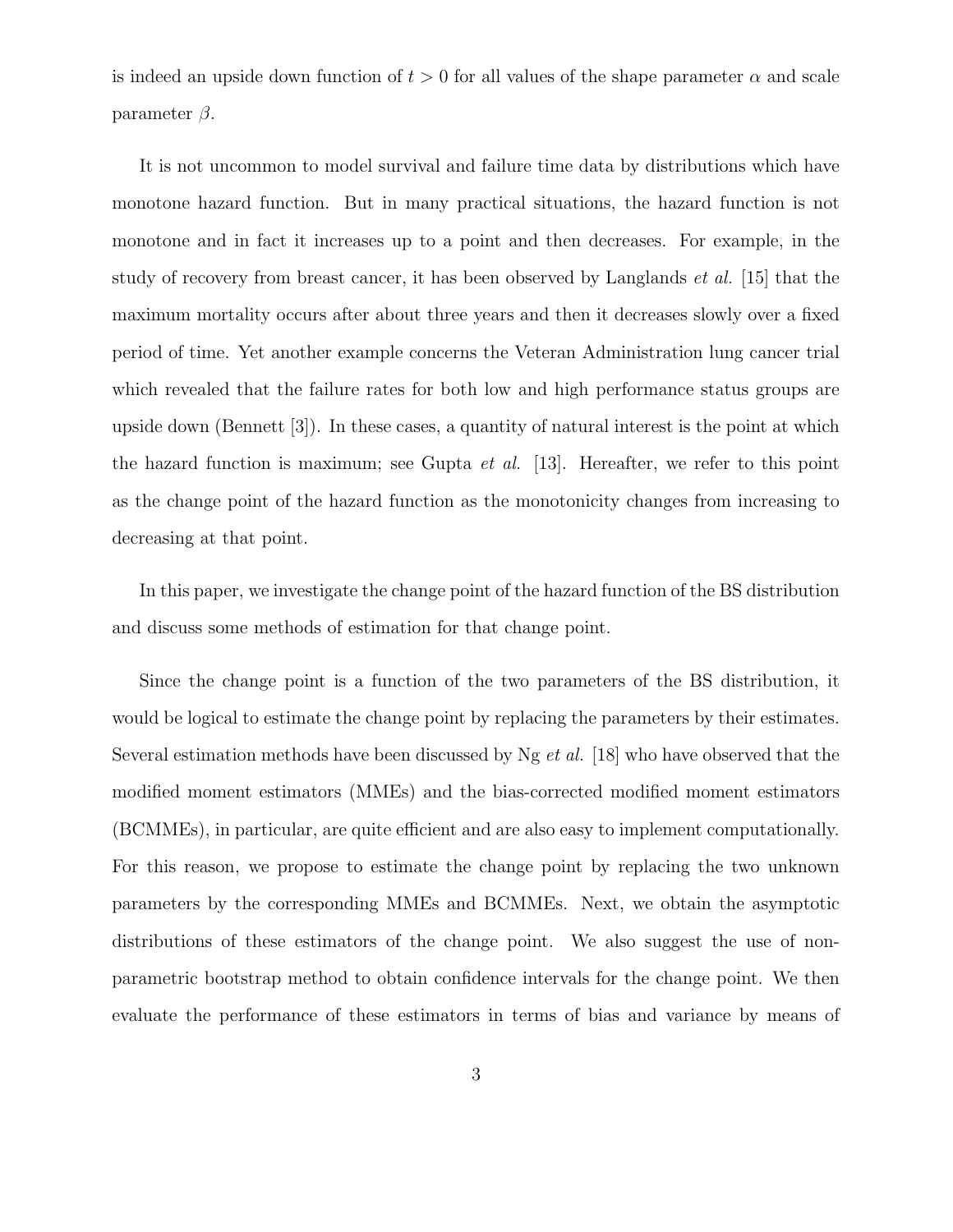is indeed an upside down function of $t > 0$ for all values of the shape parameter $\alpha$ and scale parameter $\beta$.

It is not uncommon to model survival and failure time data by distributions which have monotone hazard function. But in many practical situations, the hazard function is not monotone and in fact it increases up to a point and then decreases. For example, in the study of recovery from breast cancer, it has been observed by Langlands *et al.* [15] that the maximum mortality occurs after about three years and then it decreases slowly over a fixed period of time. Yet another example concerns the Veteran Administration lung cancer trial which revealed that the failure rates for both low and high performance status groups are upside down (Bennett [3]). In these cases, a quantity of natural interest is the point at which the hazard function is maximum; see Gupta *et al.* [13]. Hereafter, we refer to this point as the change point of the hazard function as the monotonicity changes from increasing to decreasing at that point.

In this paper, we investigate the change point of the hazard function of the BS distribution and discuss some methods of estimation for that change point.

Since the change point is a function of the two parameters of the BS distribution, it would be logical to estimate the change point by replacing the parameters by their estimates. Several estimation methods have been discussed by Ng *et al.* [18] who have observed that the modified moment estimators (MMEs) and the bias-corrected modified moment estimators (BCMMEs), in particular, are quite efficient and are also easy to implement computationally. For this reason, we propose to estimate the change point by replacing the two unknown parameters by the corresponding MMEs and BCMMEs. Next, we obtain the asymptotic distributions of these estimators of the change point. We also suggest the use of non-parametric bootstrap method to obtain confidence intervals for the change point. We then evaluate the performance of these estimators in terms of bias and variance by means of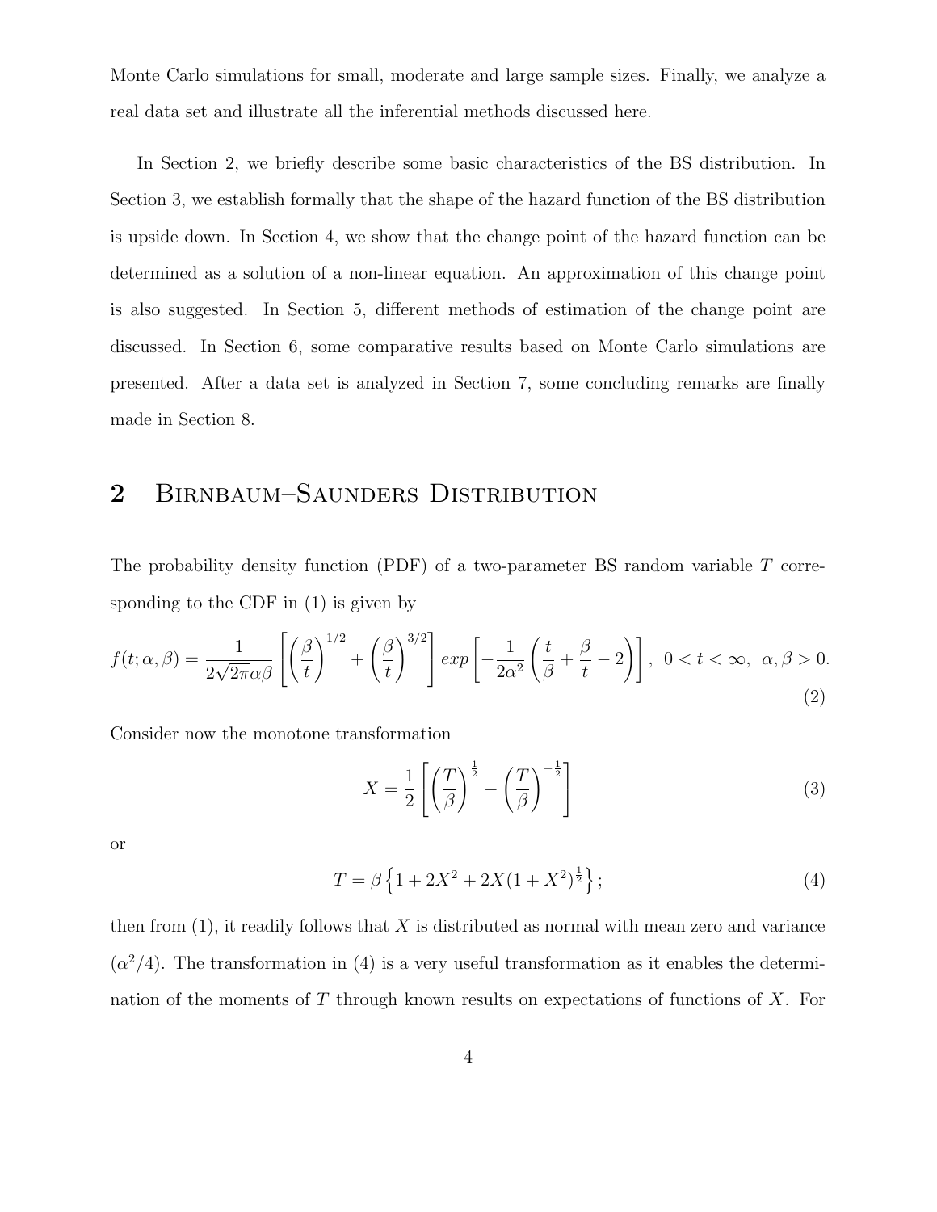Monte Carlo simulations for small, moderate and large sample sizes. Finally, we analyze a real data set and illustrate all the inferential methods discussed here.

In Section 2, we briefly describe some basic characteristics of the BS distribution. In Section 3, we establish formally that the shape of the hazard function of the BS distribution is upside down. In Section 4, we show that the change point of the hazard function can be determined as a solution of a non-linear equation. An approximation of this change point is also suggested. In Section 5, different methods of estimation of the change point are discussed. In Section 6, some comparative results based on Monte Carlo simulations are presented. After a data set is analyzed in Section 7, some concluding remarks are finally made in Section 8.

## 2 Birnbaum–Saunders Distribution

The probability density function (PDF) of a two-parameter BS random variable $T$ corresponding to the CDF in (1) is given by

$$f(t;\alpha,\beta) = \frac{1}{2\sqrt{2\pi}\alpha\beta}\left[\left(\frac{\beta}{t}\right)^{1/2} + \left(\frac{\beta}{t}\right)^{3/2}\right] exp\left[-\frac{1}{2\alpha^2}\left(\frac{t}{\beta}+\frac{\beta}{t}-2\right)\right],\ \ 0<t<\infty,\ \ \alpha,\beta>0. \tag{2}$$

Consider now the monotone transformation

$$X = \frac{1}{2}\left[\left(\frac{T}{\beta}\right)^{\frac{1}{2}} - \left(\frac{T}{\beta}\right)^{-\frac{1}{2}}\right] \tag{3}$$

or

$$T = \beta\left\{1 + 2X^2 + 2X(1+X^2)^{\frac{1}{2}}\right\}; \tag{4}$$

then from (1), it readily follows that $X$ is distributed as normal with mean zero and variance $(\alpha^2/4)$. The transformation in (4) is a very useful transformation as it enables the determination of the moments of $T$ through known results on expectations of functions of $X$. For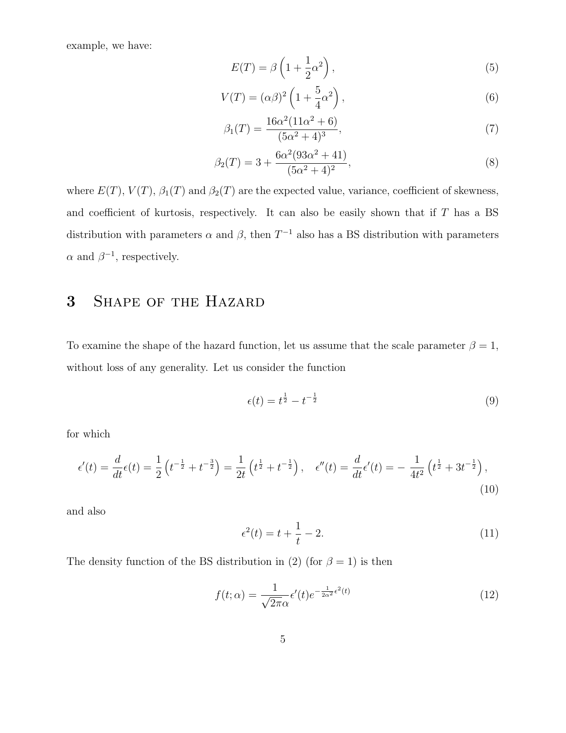example, we have:

$$E(T) = \beta \left(1 + \frac{1}{2}\alpha^2\right), \tag{5}$$

$$V(T) = (\alpha\beta)^2 \left(1 + \frac{5}{4}\alpha^2\right), \tag{6}$$

$$\beta_1(T) = \frac{16\alpha^2(11\alpha^2 + 6)}{(5\alpha^2 + 4)^3}, \tag{7}$$

$$\beta_2(T) = 3 + \frac{6\alpha^2(93\alpha^2 + 41)}{(5\alpha^2 + 4)^2}, \tag{8}$$

where $E(T)$, $V(T)$, $\beta_1(T)$ and $\beta_2(T)$ are the expected value, variance, coefficient of skewness, and coefficient of kurtosis, respectively. It can also be easily shown that if $T$ has a BS distribution with parameters $\alpha$ and $\beta$, then $T^{-1}$ also has a BS distribution with parameters $\alpha$ and $\beta^{-1}$, respectively.

# 3 Shape of the Hazard

To examine the shape of the hazard function, let us assume that the scale parameter $\beta = 1$, without loss of any generality. Let us consider the function

$$\epsilon(t) = t^{\frac{1}{2}} - t^{-\frac{1}{2}} \tag{9}$$

for which

$$\epsilon'(t) = \frac{d}{dt}\epsilon(t) = \frac{1}{2}\left(t^{-\frac{1}{2}} + t^{-\frac{3}{2}}\right) = \frac{1}{2t}\left(t^{\frac{1}{2}} + t^{-\frac{1}{2}}\right), \quad \epsilon''(t) = \frac{d}{dt}\epsilon'(t) = -\frac{1}{4t^2}\left(t^{\frac{1}{2}} + 3t^{-\frac{1}{2}}\right), \tag{10}$$

and also

$$\epsilon^2(t) = t + \frac{1}{t} - 2. \tag{11}$$

The density function of the BS distribution in (2) (for $\beta = 1$) is then

$$f(t;\alpha) = \frac{1}{\sqrt{2\pi}\alpha}\epsilon'(t)e^{-\frac{1}{2\alpha^2}\epsilon^2(t)} \tag{12}$$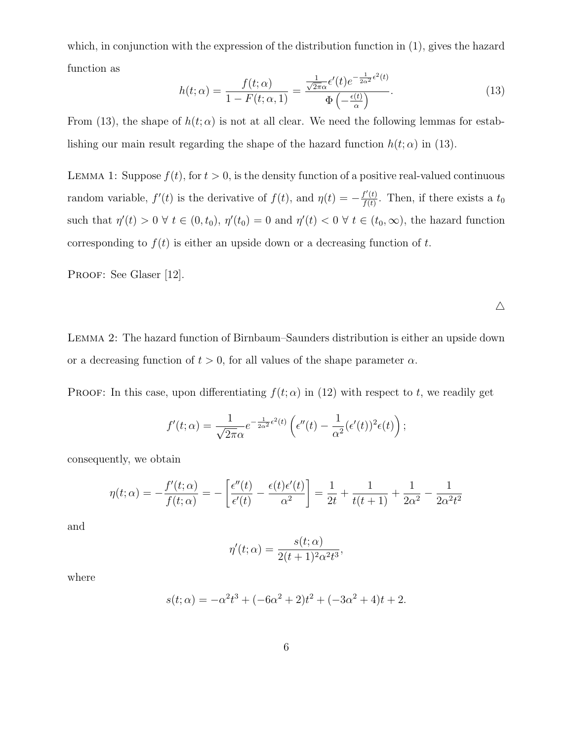which, in conjunction with the expression of the distribution function in (1), gives the hazard function as

$$h(t;\alpha) = \frac{f(t;\alpha)}{1 - F(t;\alpha,1)} = \frac{\frac{1}{\sqrt{2\pi}\alpha}\epsilon'(t)e^{-\frac{1}{2\alpha^2}\epsilon^2(t)}}{\Phi\left(-\frac{\epsilon(t)}{\alpha}\right)}. \tag{13}$$

From (13), the shape of $h(t;\alpha)$ is not at all clear. We need the following lemmas for establishing our main result regarding the shape of the hazard function $h(t;\alpha)$ in (13).

Lemma 1: Suppose $f(t)$, for $t > 0$, is the density function of a positive real-valued continuous random variable, $f'(t)$ is the derivative of $f(t)$, and $\eta(t) = -\frac{f'(t)}{f(t)}$. Then, if there exists a $t_0$ such that $\eta'(t) > 0 \ \forall \ t \in (0, t_0)$, $\eta'(t_0) = 0$ and $\eta'(t) < 0 \ \forall \ t \in (t_0, \infty)$, the hazard function corresponding to $f(t)$ is either an upside down or a decreasing function of $t$.

Proof: See Glaser [12].

△

Lemma 2: The hazard function of Birnbaum–Saunders distribution is either an upside down or a decreasing function of $t > 0$, for all values of the shape parameter $\alpha$.

Proof: In this case, upon differentiating $f(t;\alpha)$ in (12) with respect to $t$, we readily get

$$f'(t;\alpha) = \frac{1}{\sqrt{2\pi}\alpha}e^{-\frac{1}{2\alpha^2}\epsilon^2(t)}\left(\epsilon''(t) - \frac{1}{\alpha^2}(\epsilon'(t))^2\epsilon(t)\right);$$

consequently, we obtain

$$\eta(t;\alpha) = -\frac{f'(t;\alpha)}{f(t;\alpha)} = -\left[\frac{\epsilon''(t)}{\epsilon'(t)} - \frac{\epsilon(t)\epsilon'(t)}{\alpha^2}\right] = \frac{1}{2t} + \frac{1}{t(t+1)} + \frac{1}{2\alpha^2} - \frac{1}{2\alpha^2 t^2}$$

and

$$\eta'(t;\alpha) = \frac{s(t;\alpha)}{2(t+1)^2\alpha^2 t^3},$$

where

$$s(t;\alpha) = -\alpha^2 t^3 + (-6\alpha^2 + 2)t^2 + (-3\alpha^2 + 4)t + 2.$$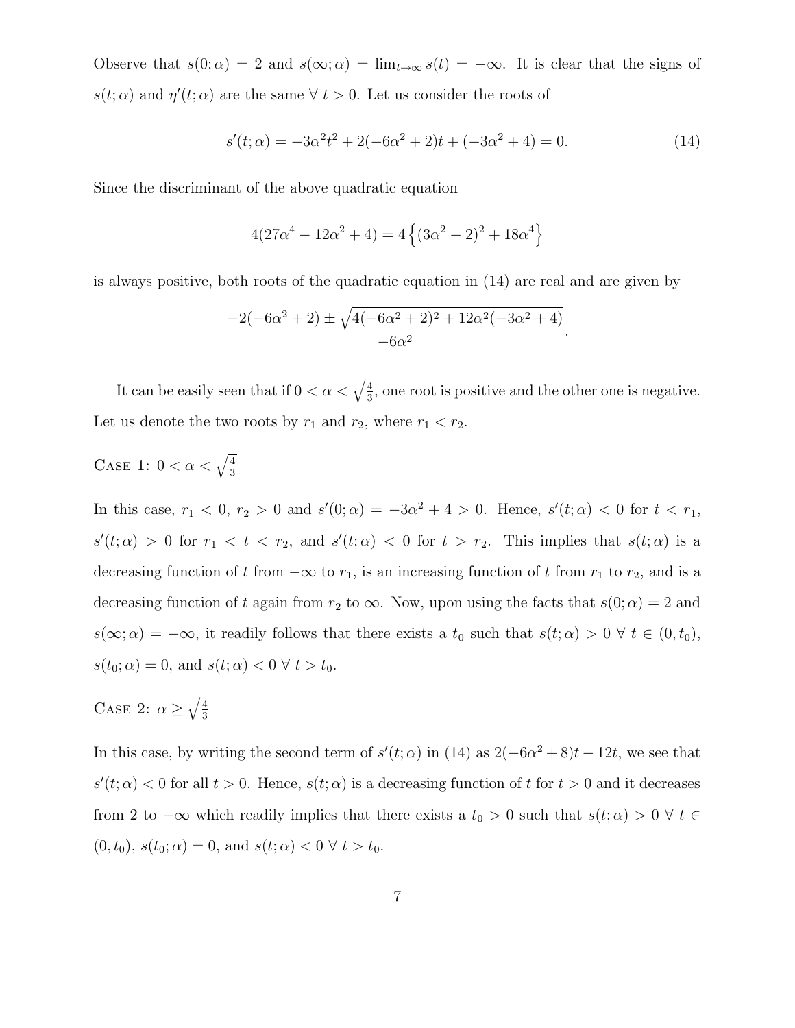Observe that $s(0;\alpha) = 2$ and $s(\infty;\alpha) = \lim_{t\to\infty} s(t) = -\infty$. It is clear that the signs of $s(t;\alpha)$ and $\eta'(t;\alpha)$ are the same $\forall\ t > 0$. Let us consider the roots of

$$s'(t;\alpha) = -3\alpha^2 t^2 + 2(-6\alpha^2 + 2)t + (-3\alpha^2 + 4) = 0. \tag{14}$$

Since the discriminant of the above quadratic equation

$$4(27\alpha^4 - 12\alpha^2 + 4) = 4\left\{(3\alpha^2 - 2)^2 + 18\alpha^4\right\}$$

is always positive, both roots of the quadratic equation in (14) are real and are given by

$$\frac{-2(-6\alpha^2 + 2) \pm \sqrt{4(-6\alpha^2 + 2)^2 + 12\alpha^2(-3\alpha^2 + 4)}}{-6\alpha^2}.$$

It can be easily seen that if $0 < \alpha < \sqrt{\frac{4}{3}}$, one root is positive and the other one is negative. Let us denote the two roots by $r_1$ and $r_2$, where $r_1 < r_2$.

Case 1: $0 < \alpha < \sqrt{\frac{4}{3}}$

In this case, $r_1 < 0$, $r_2 > 0$ and $s'(0;\alpha) = -3\alpha^2 + 4 > 0$. Hence, $s'(t;\alpha) < 0$ for $t < r_1$, $s'(t;\alpha) > 0$ for $r_1 < t < r_2$, and $s'(t;\alpha) < 0$ for $t > r_2$. This implies that $s(t;\alpha)$ is a decreasing function of $t$ from $-\infty$ to $r_1$, is an increasing function of $t$ from $r_1$ to $r_2$, and is a decreasing function of $t$ again from $r_2$ to $\infty$. Now, upon using the facts that $s(0;\alpha) = 2$ and $s(\infty;\alpha) = -\infty$, it readily follows that there exists a $t_0$ such that $s(t;\alpha) > 0\ \forall\ t \in (0, t_0)$, $s(t_0;\alpha) = 0$, and $s(t;\alpha) < 0\ \forall\ t > t_0$.

Case 2: $\alpha \geq \sqrt{\frac{4}{3}}$

In this case, by writing the second term of $s'(t;\alpha)$ in (14) as $2(-6\alpha^2 + 8)t - 12t$, we see that $s'(t;\alpha) < 0$ for all $t > 0$. Hence, $s(t;\alpha)$ is a decreasing function of $t$ for $t > 0$ and it decreases from 2 to $-\infty$ which readily implies that there exists a $t_0 > 0$ such that $s(t;\alpha) > 0\ \forall\ t \in (0, t_0)$, $s(t_0;\alpha) = 0$, and $s(t;\alpha) < 0\ \forall\ t > t_0$.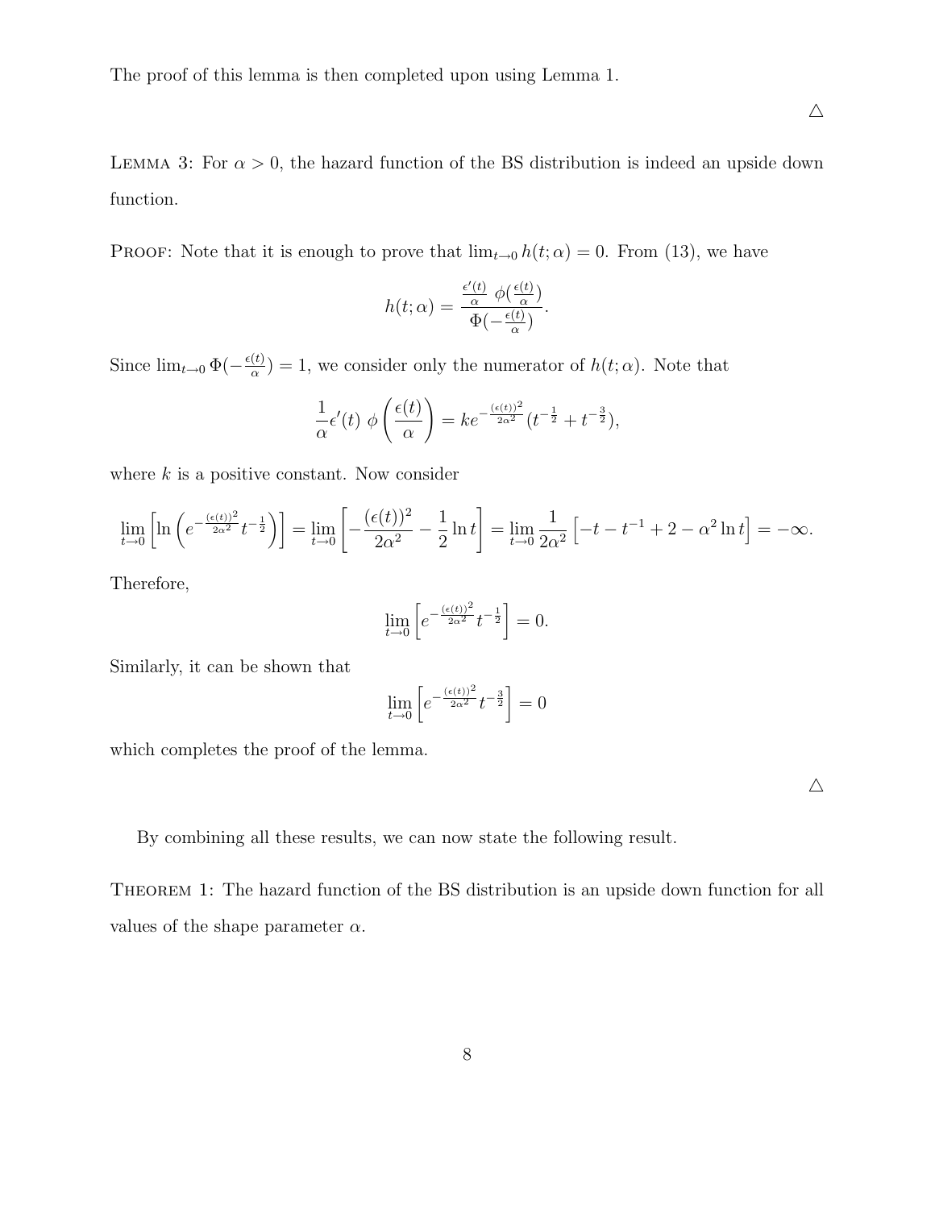The proof of this lemma is then completed upon using Lemma 1.

$\triangle$

LEMMA 3: For $\alpha > 0$, the hazard function of the BS distribution is indeed an upside down function.

PROOF: Note that it is enough to prove that $\lim_{t \to 0} h(t; \alpha) = 0$. From (13), we have

$$h(t; \alpha) = \frac{\frac{\epsilon'(t)}{\alpha} \; \phi(\frac{\epsilon(t)}{\alpha})}{\Phi(-\frac{\epsilon(t)}{\alpha})}.$$

Since $\lim_{t \to 0} \Phi(-\frac{\epsilon(t)}{\alpha}) = 1$, we consider only the numerator of $h(t; \alpha)$. Note that

$$\frac{1}{\alpha}\epsilon'(t) \; \phi\left(\frac{\epsilon(t)}{\alpha}\right) = k e^{-\frac{(\epsilon(t))^2}{2\alpha^2}} (t^{-\frac{1}{2}} + t^{-\frac{3}{2}}),$$

where $k$ is a positive constant. Now consider

$$\lim_{t \to 0} \left[ \ln \left( e^{-\frac{(\epsilon(t))^2}{2\alpha^2}} t^{-\frac{1}{2}} \right) \right] = \lim_{t \to 0} \left[ -\frac{(\epsilon(t))^2}{2\alpha^2} - \frac{1}{2} \ln t \right] = \lim_{t \to 0} \frac{1}{2\alpha^2} \left[ -t - t^{-1} + 2 - \alpha^2 \ln t \right] = -\infty.$$

Therefore,

$$\lim_{t \to 0} \left[ e^{-\frac{(\epsilon(t))^2}{2\alpha^2}} t^{-\frac{1}{2}} \right] = 0.$$

Similarly, it can be shown that

$$\lim_{t \to 0} \left[ e^{-\frac{(\epsilon(t))^2}{2\alpha^2}} t^{-\frac{3}{2}} \right] = 0$$

which completes the proof of the lemma.

$\triangle$

By combining all these results, we can now state the following result.

THEOREM 1: The hazard function of the BS distribution is an upside down function for all values of the shape parameter $\alpha$.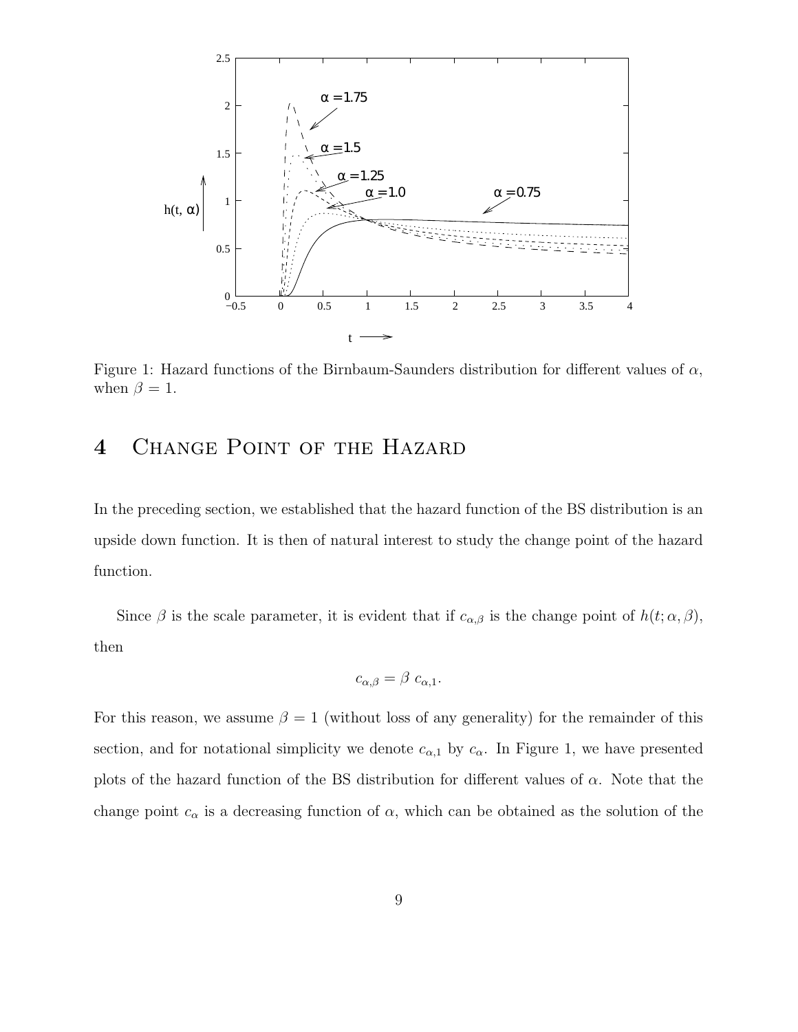Figure 1: Hazard functions of the Birnbaum-Saunders distribution for different values of $\alpha$, when $\beta = 1$.

# 4 Change Point of the Hazard

In the preceding section, we established that the hazard function of the BS distribution is an upside down function. It is then of natural interest to study the change point of the hazard function.

Since $\beta$ is the scale parameter, it is evident that if $c_{\alpha,\beta}$ is the change point of $h(t; \alpha, \beta)$, then

$$c_{\alpha,\beta} = \beta \ c_{\alpha,1}.$$

For this reason, we assume $\beta = 1$ (without loss of any generality) for the remainder of this section, and for notational simplicity we denote $c_{\alpha,1}$ by $c_\alpha$. In Figure 1, we have presented plots of the hazard function of the BS distribution for different values of $\alpha$. Note that the change point $c_\alpha$ is a decreasing function of $\alpha$, which can be obtained as the solution of the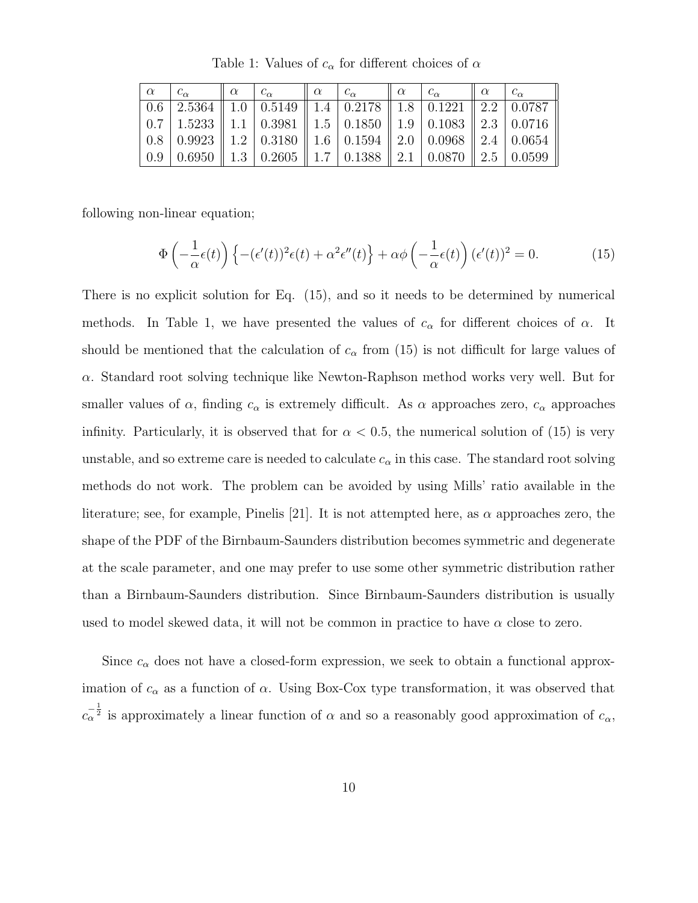Table 1: Values of $c_\alpha$ for different choices of $\alpha$

| $\alpha$ | $c_\alpha$ | $\alpha$ | $c_\alpha$ | $\alpha$ | $c_\alpha$ | $\alpha$ | $c_\alpha$ | $\alpha$ | $c_\alpha$ |
|---|---|---|---|---|---|---|---|---|---|
| 0.6 | 2.5364 | 1.0 | 0.5149 | 1.4 | 0.2178 | 1.8 | 0.1221 | 2.2 | 0.0787 |
| 0.7 | 1.5233 | 1.1 | 0.3981 | 1.5 | 0.1850 | 1.9 | 0.1083 | 2.3 | 0.0716 |
| 0.8 | 0.9923 | 1.2 | 0.3180 | 1.6 | 0.1594 | 2.0 | 0.0968 | 2.4 | 0.0654 |
| 0.9 | 0.6950 | 1.3 | 0.2605 | 1.7 | 0.1388 | 2.1 | 0.0870 | 2.5 | 0.0599 |

following non-linear equation;

$$\Phi\left(-\frac{1}{\alpha}\epsilon(t)\right)\left\{-(\epsilon'(t))^2\epsilon(t) + \alpha^2\epsilon''(t)\right\} + \alpha\phi\left(-\frac{1}{\alpha}\epsilon(t)\right)(\epsilon'(t))^2 = 0. \tag{15}$$

There is no explicit solution for Eq. (15), and so it needs to be determined by numerical methods. In Table 1, we have presented the values of $c_\alpha$ for different choices of $\alpha$. It should be mentioned that the calculation of $c_\alpha$ from (15) is not difficult for large values of $\alpha$. Standard root solving technique like Newton-Raphson method works very well. But for smaller values of $\alpha$, finding $c_\alpha$ is extremely difficult. As $\alpha$ approaches zero, $c_\alpha$ approaches infinity. Particularly, it is observed that for $\alpha < 0.5$, the numerical solution of (15) is very unstable, and so extreme care is needed to calculate $c_\alpha$ in this case. The standard root solving methods do not work. The problem can be avoided by using Mills' ratio available in the literature; see, for example, Pinelis [21]. It is not attempted here, as $\alpha$ approaches zero, the shape of the PDF of the Birnbaum-Saunders distribution becomes symmetric and degenerate at the scale parameter, and one may prefer to use some other symmetric distribution rather than a Birnbaum-Saunders distribution. Since Birnbaum-Saunders distribution is usually used to model skewed data, it will not be common in practice to have $\alpha$ close to zero.

Since $c_\alpha$ does not have a closed-form expression, we seek to obtain a functional approximation of $c_\alpha$ as a function of $\alpha$. Using Box-Cox type transformation, it was observed that $c_\alpha^{-\frac{1}{2}}$ is approximately a linear function of $\alpha$ and so a reasonably good approximation of $c_\alpha$,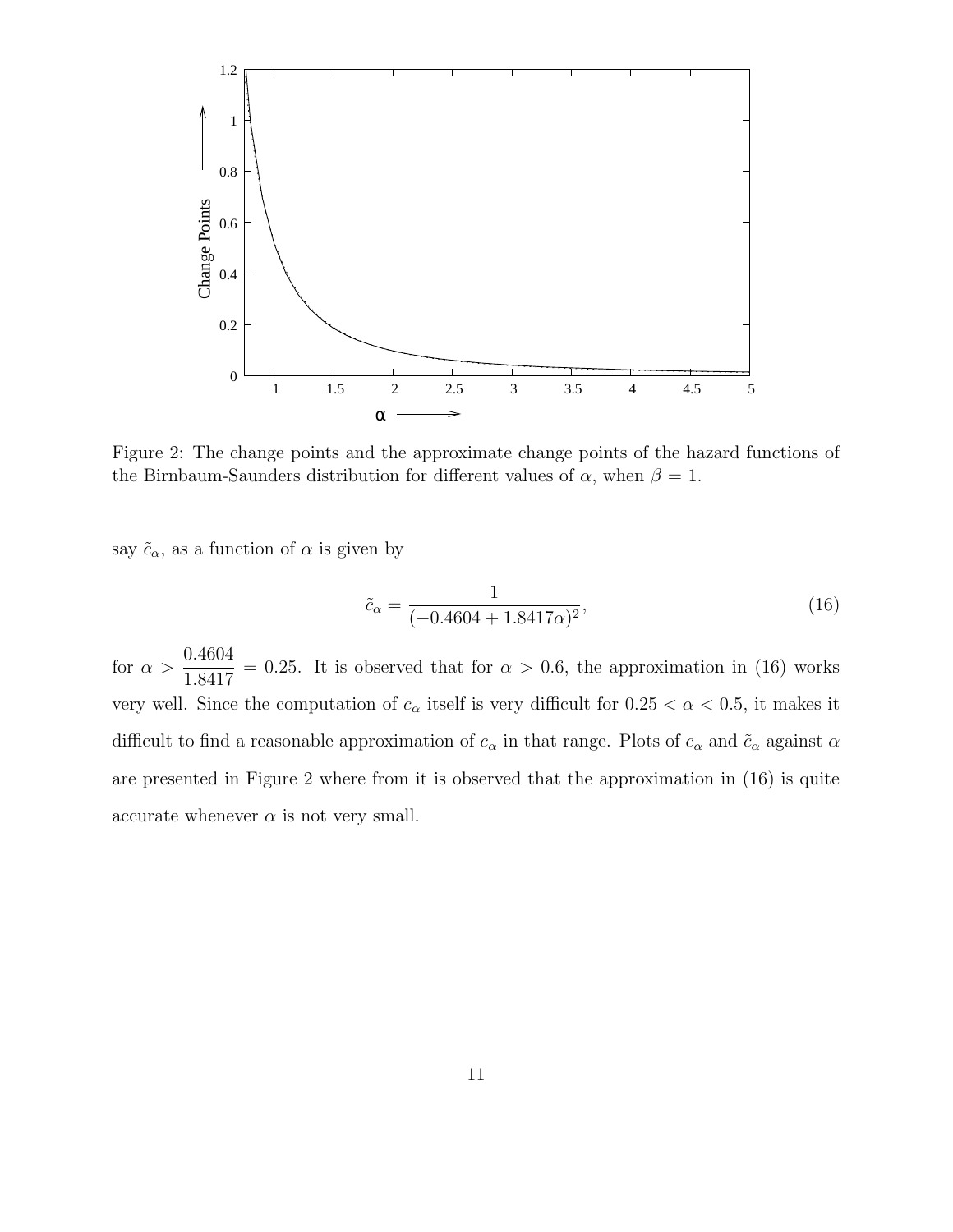Figure 2: The change points and the approximate change points of the hazard functions of the Birnbaum-Saunders distribution for different values of $\alpha$, when $\beta = 1$.

say $\tilde{c}_\alpha$, as a function of $\alpha$ is given by

$$\tilde{c}_\alpha = \frac{1}{(-0.4604 + 1.8417\alpha)^2}, \tag{16}$$

for $\alpha > \frac{0.4604}{1.8417} = 0.25$. It is observed that for $\alpha > 0.6$, the approximation in (16) works very well. Since the computation of $c_\alpha$ itself is very difficult for $0.25 < \alpha < 0.5$, it makes it difficult to find a reasonable approximation of $c_\alpha$ in that range. Plots of $c_\alpha$ and $\tilde{c}_\alpha$ against $\alpha$ are presented in Figure 2 where from it is observed that the approximation in (16) is quite accurate whenever $\alpha$ is not very small.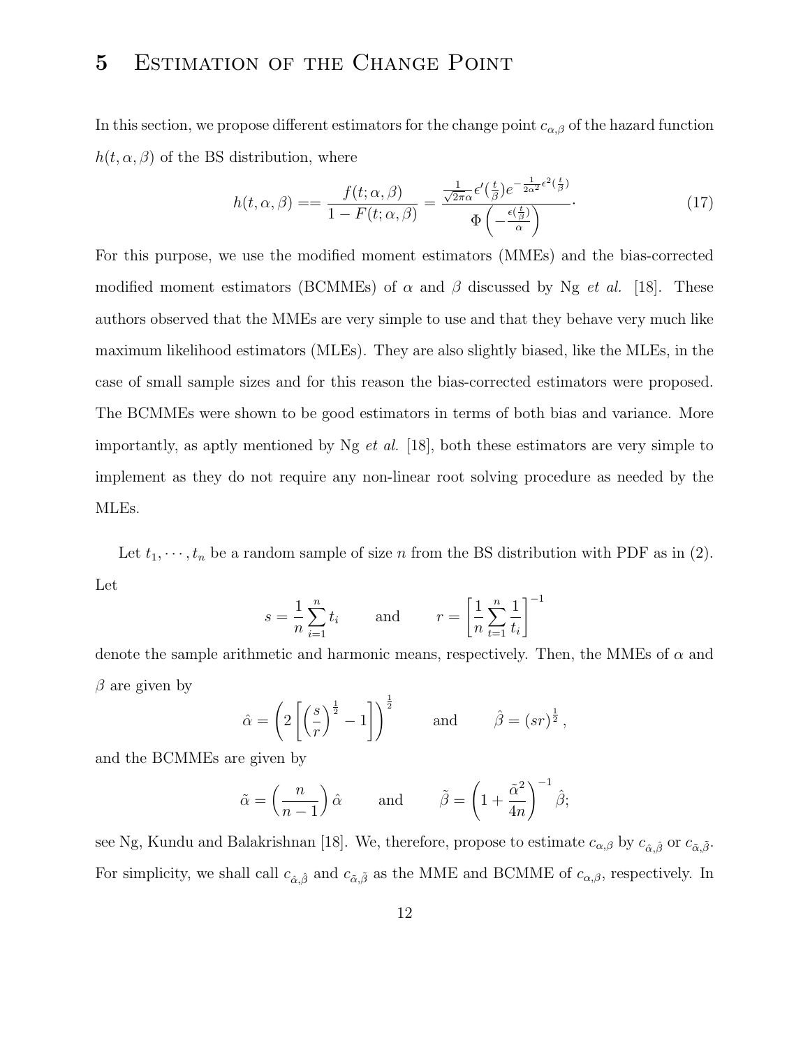# 5 Estimation of the Change Point

In this section, we propose different estimators for the change point $c_{\alpha,\beta}$ of the hazard function $h(t, \alpha, \beta)$ of the BS distribution, where

$$h(t, \alpha, \beta) == \frac{f(t; \alpha, \beta)}{1 - F(t; \alpha, \beta)} = \frac{\frac{1}{\sqrt{2\pi}\alpha} \epsilon'(\frac{t}{\beta}) e^{-\frac{1}{2\alpha^2}\epsilon^2(\frac{t}{\beta})}}{\Phi\left(-\frac{\epsilon(\frac{t}{\beta})}{\alpha}\right)}. \tag{17}$$

For this purpose, we use the modified moment estimators (MMEs) and the bias-corrected modified moment estimators (BCMMEs) of $\alpha$ and $\beta$ discussed by Ng *et al.* [18]. These authors observed that the MMEs are very simple to use and that they behave very much like maximum likelihood estimators (MLEs). They are also slightly biased, like the MLEs, in the case of small sample sizes and for this reason the bias-corrected estimators were proposed. The BCMMEs were shown to be good estimators in terms of both bias and variance. More importantly, as aptly mentioned by Ng *et al.* [18], both these estimators are very simple to implement as they do not require any non-linear root solving procedure as needed by the MLEs.

Let $t_1, \cdots, t_n$ be a random sample of size $n$ from the BS distribution with PDF as in (2). Let

$$s = \frac{1}{n}\sum_{i=1}^{n} t_i \qquad \text{and} \qquad r = \left[\frac{1}{n}\sum_{t=1}^{n}\frac{1}{t_i}\right]^{-1}$$

denote the sample arithmetic and harmonic means, respectively. Then, the MMEs of $\alpha$ and $\beta$ are given by

$$\hat{\alpha} = \left(2\left[\left(\frac{s}{r}\right)^{\frac{1}{2}} - 1\right]\right)^{\frac{1}{2}} \qquad \text{and} \qquad \hat{\beta} = (sr)^{\frac{1}{2}},$$

and the BCMMEs are given by

$$\tilde{\alpha} = \left(\frac{n}{n-1}\right)\hat{\alpha} \qquad \text{and} \qquad \tilde{\beta} = \left(1 + \frac{\tilde{\alpha}^2}{4n}\right)^{-1}\hat{\beta};$$

see Ng, Kundu and Balakrishnan [18]. We, therefore, propose to estimate $c_{\alpha,\beta}$ by $c_{\hat{\alpha},\hat{\beta}}$ or $c_{\tilde{\alpha},\tilde{\beta}}$. For simplicity, we shall call $c_{\hat{\alpha},\hat{\beta}}$ and $c_{\tilde{\alpha},\tilde{\beta}}$ as the MME and BCMME of $c_{\alpha,\beta}$, respectively. In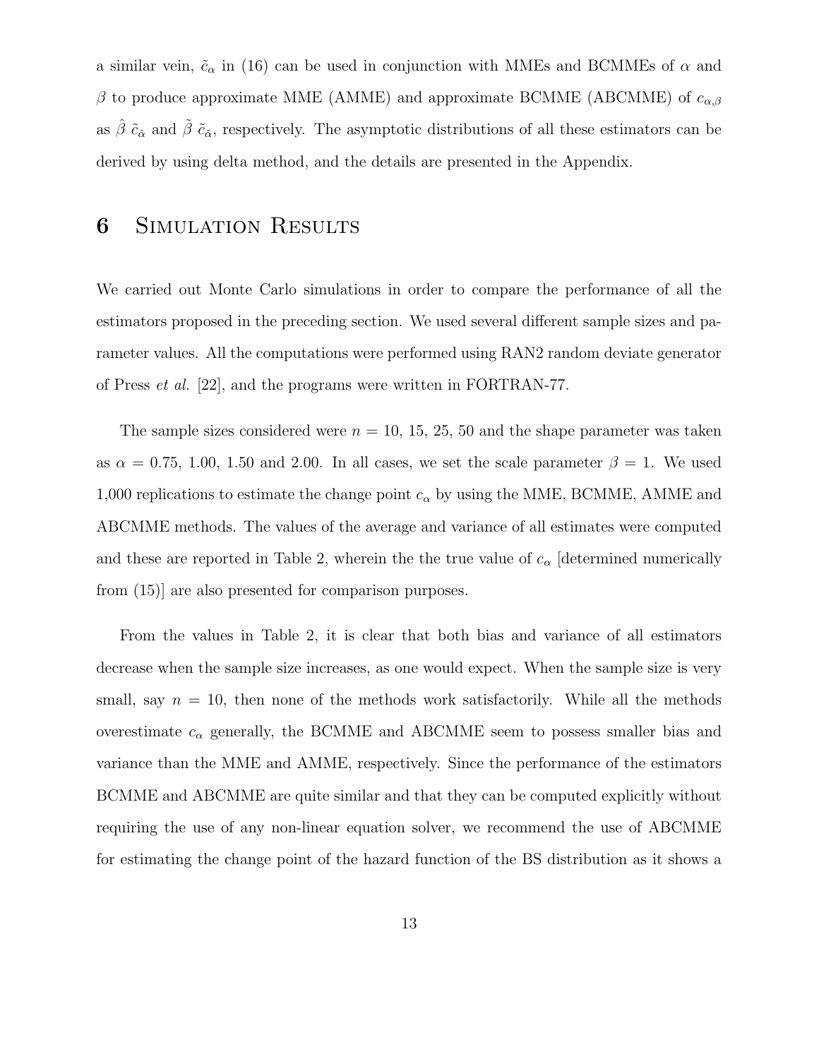a similar vein, $\tilde{c}_\alpha$ in (16) can be used in conjunction with MMEs and BCMMEs of $\alpha$ and $\beta$ to produce approximate MME (AMME) and approximate BCMME (ABCMME) of $c_{\alpha,\beta}$ as $\hat{\beta}\ \tilde{c}_{\hat{\alpha}}$ and $\tilde{\beta}\ \tilde{c}_{\tilde{\alpha}}$, respectively. The asymptotic distributions of all these estimators can be derived by using delta method, and the details are presented in the Appendix.

# 6 Simulation Results

We carried out Monte Carlo simulations in order to compare the performance of all the estimators proposed in the preceding section. We used several different sample sizes and parameter values. All the computations were performed using RAN2 random deviate generator of Press *et al.* [22], and the programs were written in FORTRAN-77.

The sample sizes considered were $n$ = 10, 15, 25, 50 and the shape parameter was taken as $\alpha$ = 0.75, 1.00, 1.50 and 2.00. In all cases, we set the scale parameter $\beta = 1$. We used 1,000 replications to estimate the change point $c_\alpha$ by using the MME, BCMME, AMME and ABCMME methods. The values of the average and variance of all estimates were computed and these are reported in Table 2, wherein the the true value of $c_\alpha$ [determined numerically from (15)] are also presented for comparison purposes.

From the values in Table 2, it is clear that both bias and variance of all estimators decrease when the sample size increases, as one would expect. When the sample size is very small, say $n = 10$, then none of the methods work satisfactorily. While all the methods overestimate $c_\alpha$ generally, the BCMME and ABCMME seem to possess smaller bias and variance than the MME and AMME, respectively. Since the performance of the estimators BCMME and ABCMME are quite similar and that they can be computed explicitly without requiring the use of any non-linear equation solver, we recommend the use of ABCMME for estimating the change point of the hazard function of the BS distribution as it shows a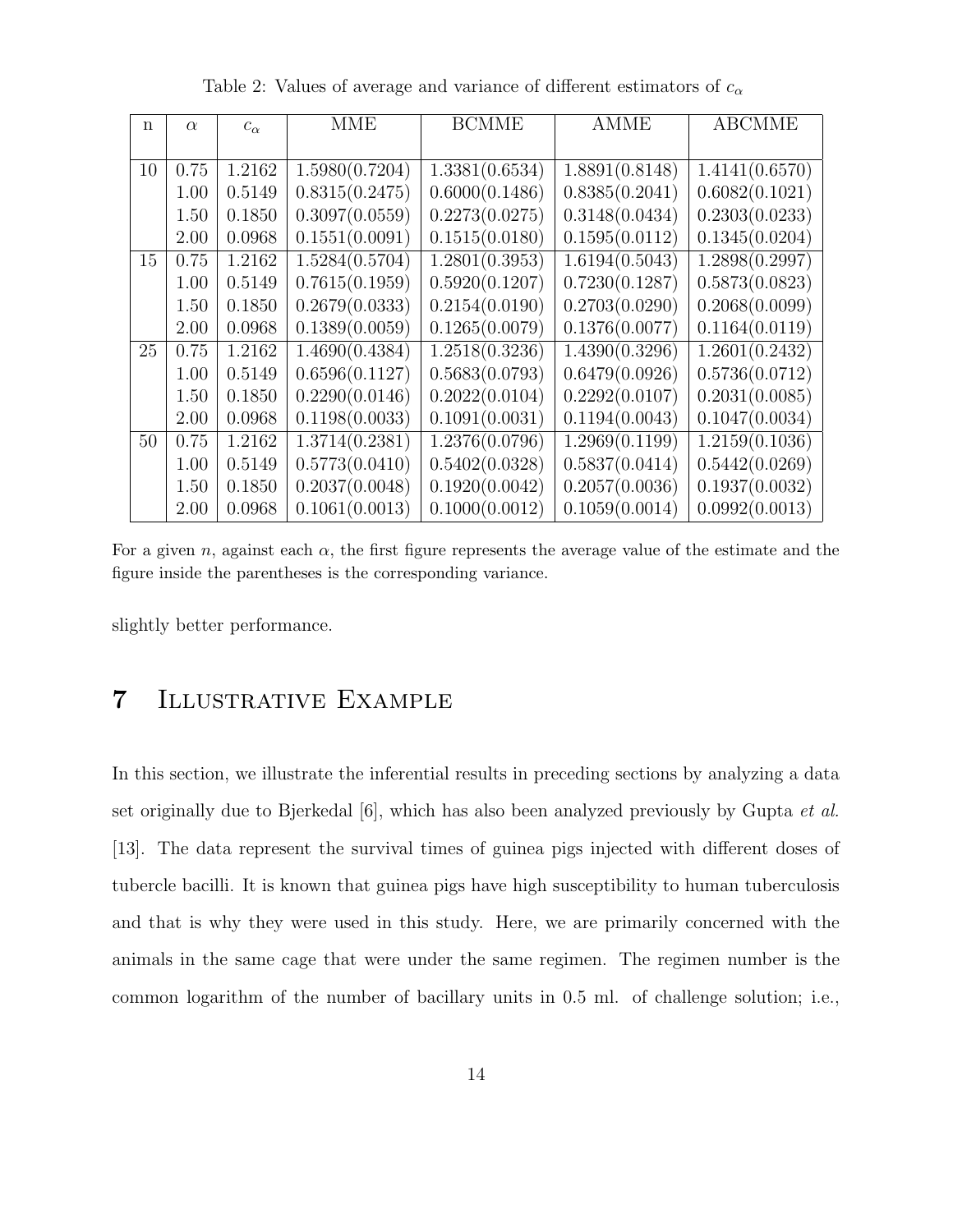Table 2: Values of average and variance of different estimators of $c_\alpha$

| n | $\alpha$ | $c_\alpha$ | MME | BCMME | AMME | ABCMME |
|---|---|---|---|---|---|---|
| 10 | 0.75 | 1.2162 | 1.5980(0.7204) | 1.3381(0.6534) | 1.8891(0.8148) | 1.4141(0.6570) |
| | 1.00 | 0.5149 | 0.8315(0.2475) | 0.6000(0.1486) | 0.8385(0.2041) | 0.6082(0.1021) |
| | 1.50 | 0.1850 | 0.3097(0.0559) | 0.2273(0.0275) | 0.3148(0.0434) | 0.2303(0.0233) |
| | 2.00 | 0.0968 | 0.1551(0.0091) | 0.1515(0.0180) | 0.1595(0.0112) | 0.1345(0.0204) |
| 15 | 0.75 | 1.2162 | 1.5284(0.5704) | 1.2801(0.3953) | 1.6194(0.5043) | 1.2898(0.2997) |
| | 1.00 | 0.5149 | 0.7615(0.1959) | 0.5920(0.1207) | 0.7230(0.1287) | 0.5873(0.0823) |
| | 1.50 | 0.1850 | 0.2679(0.0333) | 0.2154(0.0190) | 0.2703(0.0290) | 0.2068(0.0099) |
| | 2.00 | 0.0968 | 0.1389(0.0059) | 0.1265(0.0079) | 0.1376(0.0077) | 0.1164(0.0119) |
| 25 | 0.75 | 1.2162 | 1.4690(0.4384) | 1.2518(0.3236) | 1.4390(0.3296) | 1.2601(0.2432) |
| | 1.00 | 0.5149 | 0.6596(0.1127) | 0.5683(0.0793) | 0.6479(0.0926) | 0.5736(0.0712) |
| | 1.50 | 0.1850 | 0.2290(0.0146) | 0.2022(0.0104) | 0.2292(0.0107) | 0.2031(0.0085) |
| | 2.00 | 0.0968 | 0.1198(0.0033) | 0.1091(0.0031) | 0.1194(0.0043) | 0.1047(0.0034) |
| 50 | 0.75 | 1.2162 | 1.3714(0.2381) | 1.2376(0.0796) | 1.2969(0.1199) | 1.2159(0.1036) |
| | 1.00 | 0.5149 | 0.5773(0.0410) | 0.5402(0.0328) | 0.5837(0.0414) | 0.5442(0.0269) |
| | 1.50 | 0.1850 | 0.2037(0.0048) | 0.1920(0.0042) | 0.2057(0.0036) | 0.1937(0.0032) |
| | 2.00 | 0.0968 | 0.1061(0.0013) | 0.1000(0.0012) | 0.1059(0.0014) | 0.0992(0.0013) |

For a given $n$, against each $\alpha$, the first figure represents the average value of the estimate and the figure inside the parentheses is the corresponding variance.

slightly better performance.

## 7 Illustrative Example

In this section, we illustrate the inferential results in preceding sections by analyzing a data set originally due to Bjerkedal [6], which has also been analyzed previously by Gupta *et al.* [13]. The data represent the survival times of guinea pigs injected with different doses of tubercle bacilli. It is known that guinea pigs have high susceptibility to human tuberculosis and that is why they were used in this study. Here, we are primarily concerned with the animals in the same cage that were under the same regimen. The regimen number is the common logarithm of the number of bacillary units in 0.5 ml. of challenge solution; i.e.,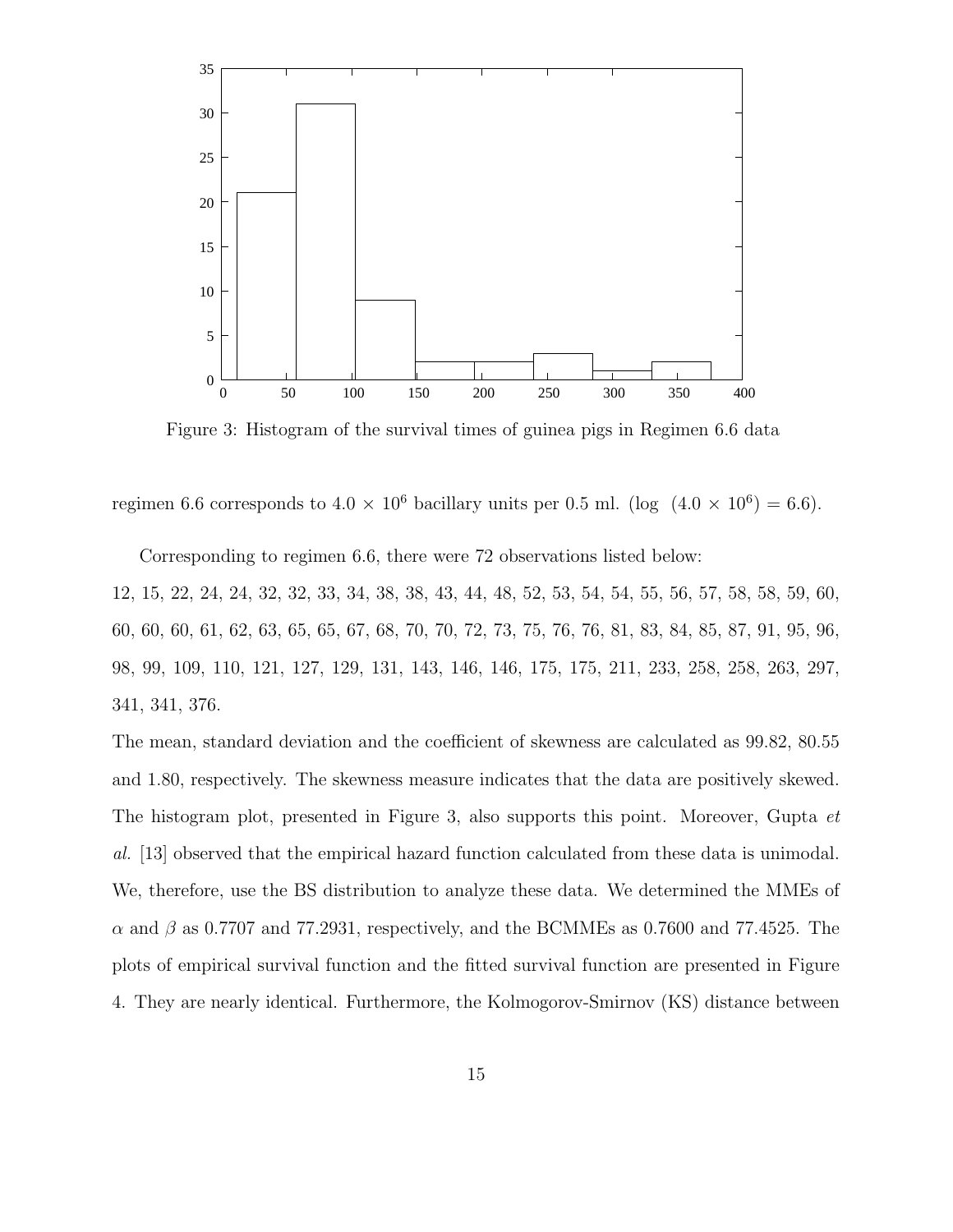Figure 3: Histogram of the survival times of guinea pigs in Regimen 6.6 data

regimen 6.6 corresponds to $4.0 \times 10^6$ bacillary units per 0.5 ml. ($\log\ (4.0 \times 10^6) = 6.6$).

Corresponding to regimen 6.6, there were 72 observations listed below:

12, 15, 22, 24, 24, 32, 32, 33, 34, 38, 38, 43, 44, 48, 52, 53, 54, 54, 55, 56, 57, 58, 58, 59, 60, 60, 60, 60, 61, 62, 63, 65, 65, 67, 68, 70, 70, 72, 73, 75, 76, 76, 81, 83, 84, 85, 87, 91, 95, 96, 98, 99, 109, 110, 121, 127, 129, 131, 143, 146, 146, 175, 175, 211, 233, 258, 258, 263, 297, 341, 341, 376.

The mean, standard deviation and the coefficient of skewness are calculated as 99.82, 80.55 and 1.80, respectively. The skewness measure indicates that the data are positively skewed. The histogram plot, presented in Figure 3, also supports this point. Moreover, Gupta *et al.* [13] observed that the empirical hazard function calculated from these data is unimodal. We, therefore, use the BS distribution to analyze these data. We determined the MMEs of $\alpha$ and $\beta$ as 0.7707 and 77.2931, respectively, and the BCMMEs as 0.7600 and 77.4525. The plots of empirical survival function and the fitted survival function are presented in Figure 4. They are nearly identical. Furthermore, the Kolmogorov-Smirnov (KS) distance between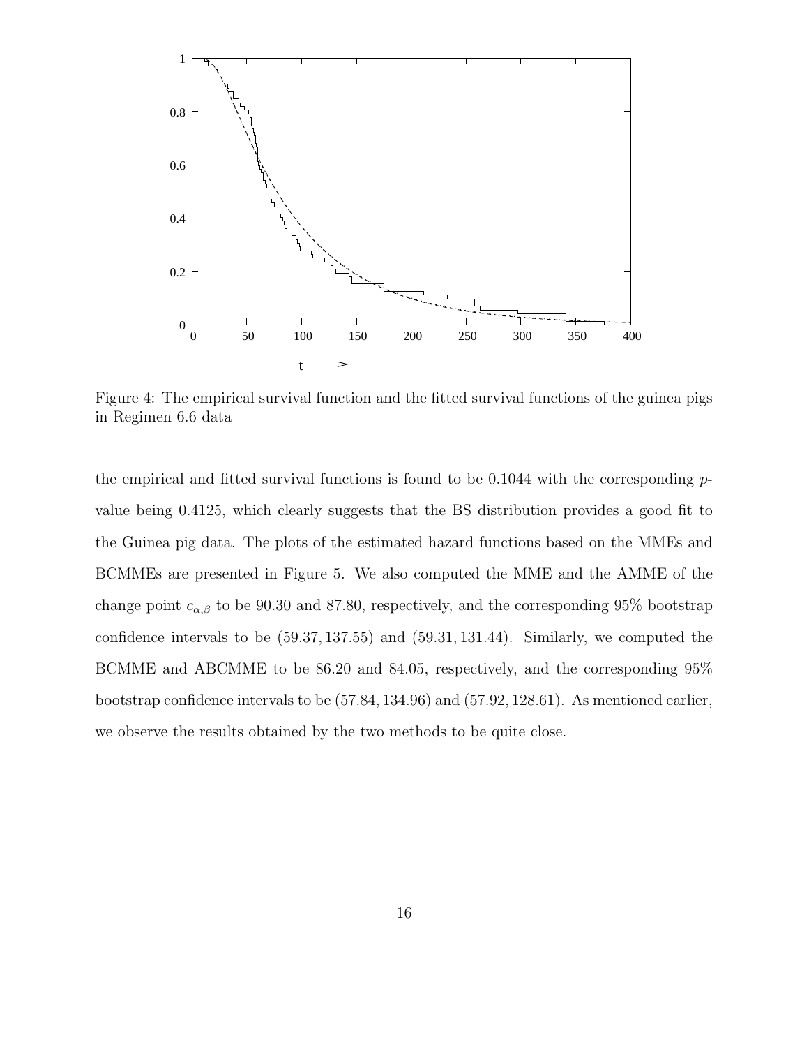Figure 4: The empirical survival function and the fitted survival functions of the guinea pigs in Regimen 6.6 data

the empirical and fitted survival functions is found to be 0.1044 with the corresponding $p$-value being 0.4125, which clearly suggests that the BS distribution provides a good fit to the Guinea pig data. The plots of the estimated hazard functions based on the MMEs and BCMMEs are presented in Figure 5. We also computed the MME and the AMME of the change point $c_{\alpha,\beta}$ to be 90.30 and 87.80, respectively, and the corresponding 95% bootstrap confidence intervals to be $(59.37, 137.55)$ and $(59.31, 131.44)$. Similarly, we computed the BCMME and ABCMME to be 86.20 and 84.05, respectively, and the corresponding 95% bootstrap confidence intervals to be $(57.84, 134.96)$ and $(57.92, 128.61)$. As mentioned earlier, we observe the results obtained by the two methods to be quite close.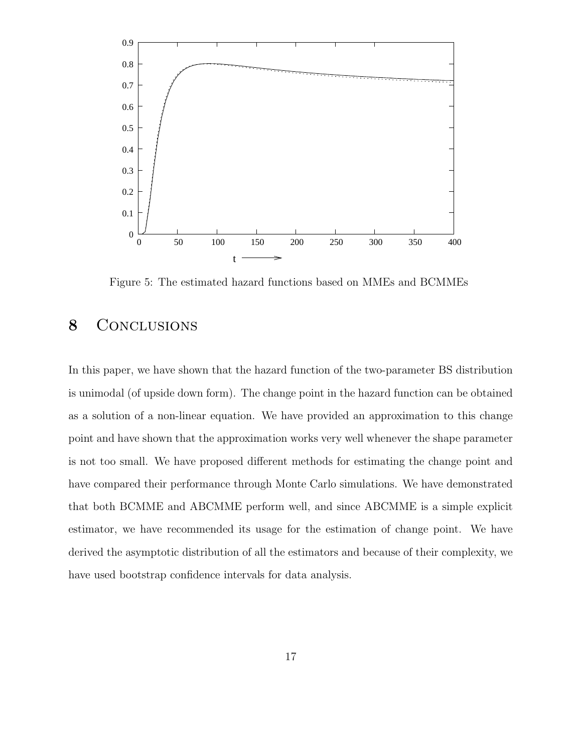Figure 5: The estimated hazard functions based on MMEs and BCMMEs

## 8 Conclusions

In this paper, we have shown that the hazard function of the two-parameter BS distribution is unimodal (of upside down form). The change point in the hazard function can be obtained as a solution of a non-linear equation. We have provided an approximation to this change point and have shown that the approximation works very well whenever the shape parameter is not too small. We have proposed different methods for estimating the change point and have compared their performance through Monte Carlo simulations. We have demonstrated that both BCMME and ABCMME perform well, and since ABCMME is a simple explicit estimator, we have recommended its usage for the estimation of change point. We have derived the asymptotic distribution of all the estimators and because of their complexity, we have used bootstrap confidence intervals for data analysis.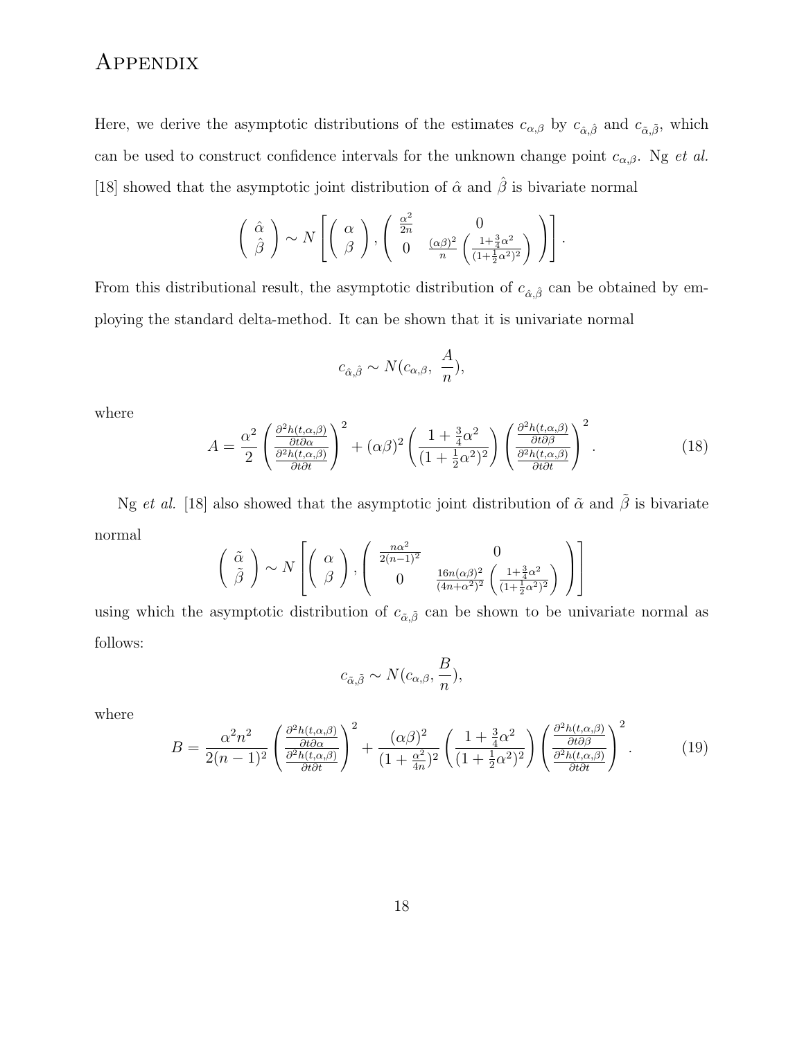# Appendix

Here, we derive the asymptotic distributions of the estimates $c_{\alpha,\beta}$ by $c_{\hat{\alpha},\hat{\beta}}$ and $c_{\tilde{\alpha},\tilde{\beta}}$, which can be used to construct confidence intervals for the unknown change point $c_{\alpha,\beta}$. Ng *et al.* [18] showed that the asymptotic joint distribution of $\hat{\alpha}$ and $\hat{\beta}$ is bivariate normal

$$\left( \begin{array}{c} \hat{\alpha} \\ \hat{\beta} \end{array} \right) \sim N\left[ \left( \begin{array}{c} \alpha \\ \beta \end{array} \right), \left( \begin{array}{cc} \frac{\alpha^2}{2n} & 0 \\ 0 & \frac{(\alpha\beta)^2}{n}\left(\frac{1+\frac{3}{4}\alpha^2}{(1+\frac{1}{2}\alpha^2)^2}\right) \end{array} \right) \right].$$

From this distributional result, the asymptotic distribution of $c_{\hat{\alpha},\hat{\beta}}$ can be obtained by employing the standard delta-method. It can be shown that it is univariate normal

$$c_{\hat{\alpha},\hat{\beta}} \sim N(c_{\alpha,\beta},\ \frac{A}{n}),$$

where

$$A = \frac{\alpha^2}{2}\left(\frac{\frac{\partial^2 h(t,\alpha,\beta)}{\partial t \partial \alpha}}{\frac{\partial^2 h(t,\alpha,\beta)}{\partial t \partial t}}\right)^2 + (\alpha\beta)^2\left(\frac{1+\frac{3}{4}\alpha^2}{(1+\frac{1}{2}\alpha^2)^2}\right)\left(\frac{\frac{\partial^2 h(t,\alpha,\beta)}{\partial t \partial \beta}}{\frac{\partial^2 h(t,\alpha,\beta)}{\partial t \partial t}}\right)^2. \tag{18}$$

Ng *et al.* [18] also showed that the asymptotic joint distribution of $\tilde{\alpha}$ and $\tilde{\beta}$ is bivariate normal

$$\left( \begin{array}{c} \tilde{\alpha} \\ \tilde{\beta} \end{array} \right) \sim N\left[ \left( \begin{array}{c} \alpha \\ \beta \end{array} \right), \left( \begin{array}{cc} \frac{n\alpha^2}{2(n-1)^2} & 0 \\ 0 & \frac{16n(\alpha\beta)^2}{(4n+\alpha^2)^2}\left(\frac{1+\frac{3}{4}\alpha^2}{(1+\frac{1}{2}\alpha^2)^2}\right) \end{array} \right) \right]$$

using which the asymptotic distribution of $c_{\tilde{\alpha},\tilde{\beta}}$ can be shown to be univariate normal as follows:

$$c_{\tilde{\alpha},\tilde{\beta}} \sim N(c_{\alpha,\beta}, \frac{B}{n}),$$

where

$$B = \frac{\alpha^2 n^2}{2(n-1)^2}\left(\frac{\frac{\partial^2 h(t,\alpha,\beta)}{\partial t \partial \alpha}}{\frac{\partial^2 h(t,\alpha,\beta)}{\partial t \partial t}}\right)^2 + \frac{(\alpha\beta)^2}{(1+\frac{\alpha^2}{4n})^2}\left(\frac{1+\frac{3}{4}\alpha^2}{(1+\frac{1}{2}\alpha^2)^2}\right)\left(\frac{\frac{\partial^2 h(t,\alpha,\beta)}{\partial t \partial \beta}}{\frac{\partial^2 h(t,\alpha,\beta)}{\partial t \partial t}}\right)^2. \tag{19}$$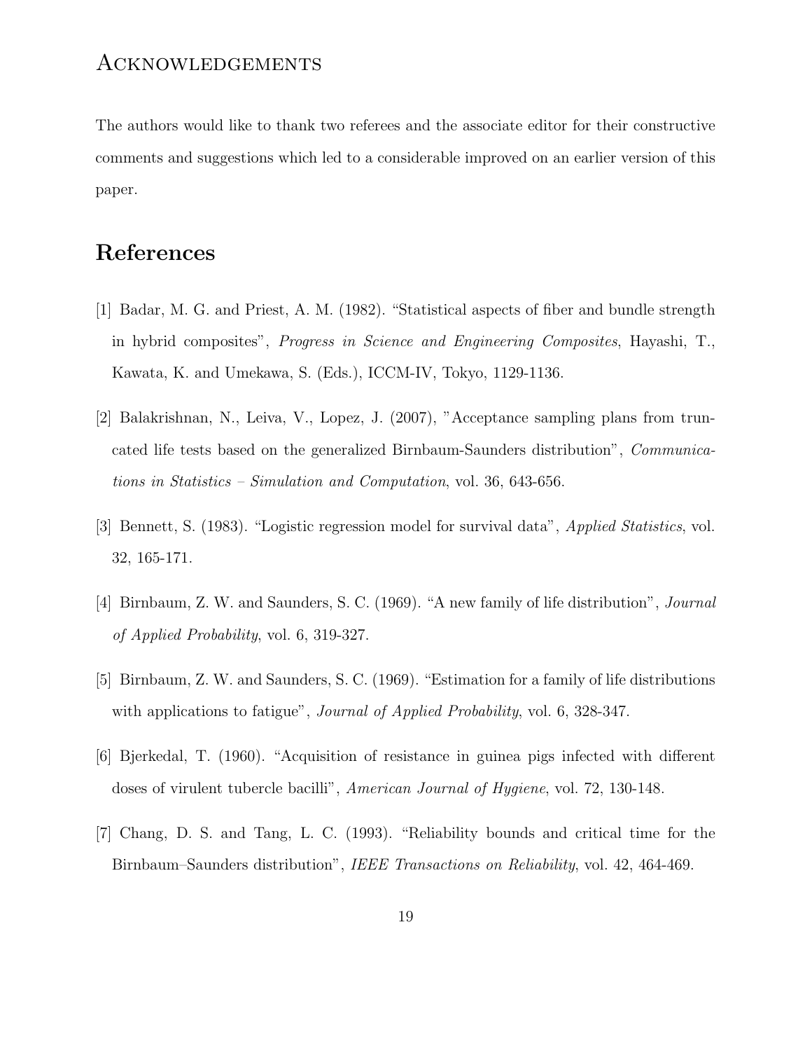## Acknowledgements

The authors would like to thank two referees and the associate editor for their constructive comments and suggestions which led to a considerable improved on an earlier version of this paper.

# References

[1] Badar, M. G. and Priest, A. M. (1982). "Statistical aspects of fiber and bundle strength in hybrid composites", *Progress in Science and Engineering Composites*, Hayashi, T., Kawata, K. and Umekawa, S. (Eds.), ICCM-IV, Tokyo, 1129-1136.

[2] Balakrishnan, N., Leiva, V., Lopez, J. (2007), "Acceptance sampling plans from truncated life tests based on the generalized Birnbaum-Saunders distribution", *Communications in Statistics – Simulation and Computation*, vol. 36, 643-656.

[3] Bennett, S. (1983). "Logistic regression model for survival data", *Applied Statistics*, vol. 32, 165-171.

[4] Birnbaum, Z. W. and Saunders, S. C. (1969). "A new family of life distribution", *Journal of Applied Probability*, vol. 6, 319-327.

[5] Birnbaum, Z. W. and Saunders, S. C. (1969). "Estimation for a family of life distributions with applications to fatigue", *Journal of Applied Probability*, vol. 6, 328-347.

[6] Bjerkedal, T. (1960). "Acquisition of resistance in guinea pigs infected with different doses of virulent tubercle bacilli", *American Journal of Hygiene*, vol. 72, 130-148.

[7] Chang, D. S. and Tang, L. C. (1993). "Reliability bounds and critical time for the Birnbaum–Saunders distribution", *IEEE Transactions on Reliability*, vol. 42, 464-469.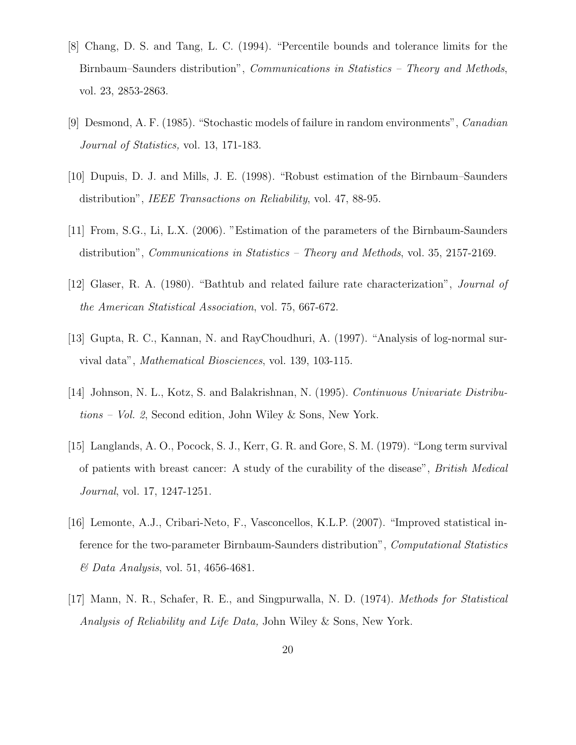[8] Chang, D. S. and Tang, L. C. (1994). "Percentile bounds and tolerance limits for the Birnbaum–Saunders distribution", *Communications in Statistics – Theory and Methods*, vol. 23, 2853-2863.

[9] Desmond, A. F. (1985). "Stochastic models of failure in random environments", *Canadian Journal of Statistics,* vol. 13, 171-183.

[10] Dupuis, D. J. and Mills, J. E. (1998). "Robust estimation of the Birnbaum–Saunders distribution", *IEEE Transactions on Reliability*, vol. 47, 88-95.

[11] From, S.G., Li, L.X. (2006). "Estimation of the parameters of the Birnbaum-Saunders distribution", *Communications in Statistics – Theory and Methods*, vol. 35, 2157-2169.

[12] Glaser, R. A. (1980). "Bathtub and related failure rate characterization", *Journal of the American Statistical Association*, vol. 75, 667-672.

[13] Gupta, R. C., Kannan, N. and RayChoudhuri, A. (1997). "Analysis of log-normal survival data", *Mathematical Biosciences*, vol. 139, 103-115.

[14] Johnson, N. L., Kotz, S. and Balakrishnan, N. (1995). *Continuous Univariate Distributions – Vol. 2*, Second edition, John Wiley & Sons, New York.

[15] Langlands, A. O., Pocock, S. J., Kerr, G. R. and Gore, S. M. (1979). "Long term survival of patients with breast cancer: A study of the curability of the disease", *British Medical Journal*, vol. 17, 1247-1251.

[16] Lemonte, A.J., Cribari-Neto, F., Vasconcellos, K.L.P. (2007). "Improved statistical inference for the two-parameter Birnbaum-Saunders distribution", *Computational Statistics & Data Analysis*, vol. 51, 4656-4681.

[17] Mann, N. R., Schafer, R. E., and Singpurwalla, N. D. (1974). *Methods for Statistical Analysis of Reliability and Life Data,* John Wiley & Sons, New York.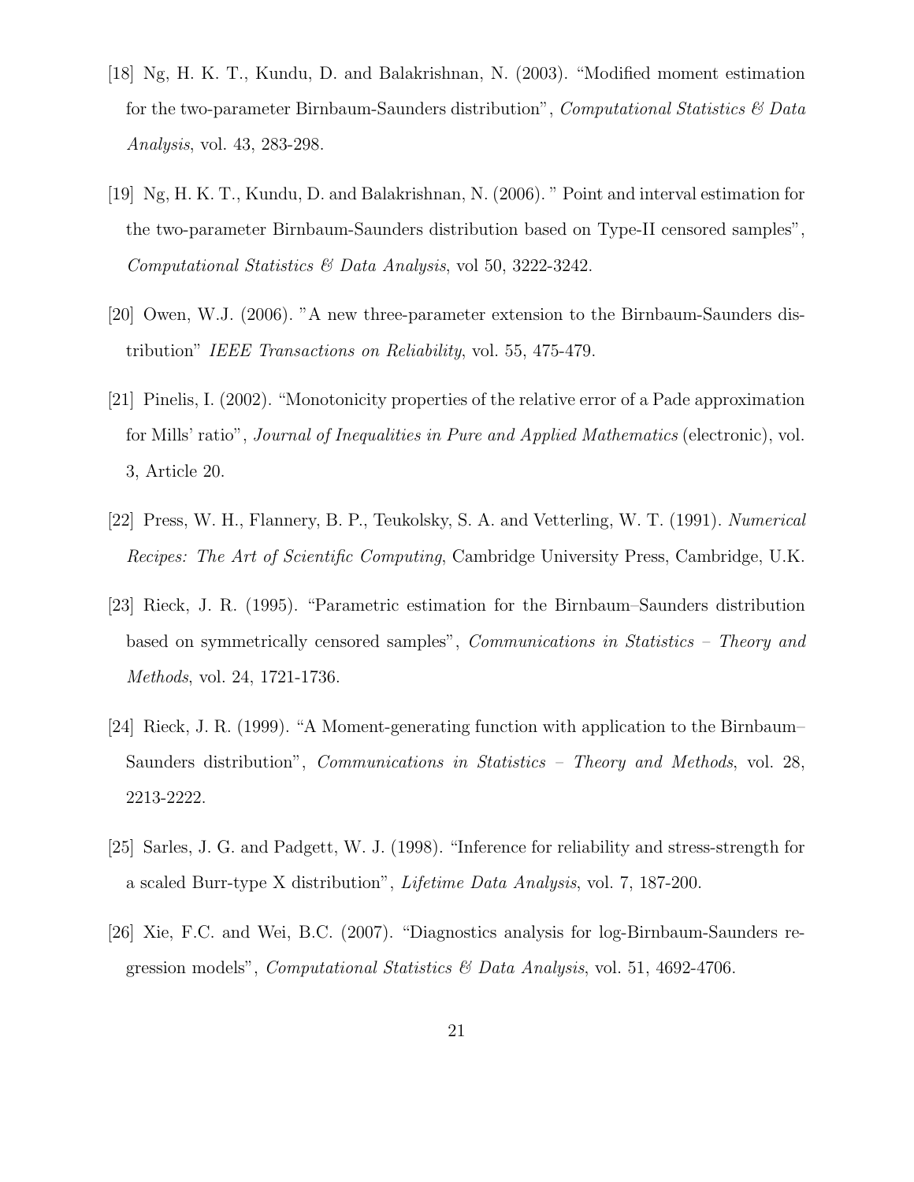[18] Ng, H. K. T., Kundu, D. and Balakrishnan, N. (2003). "Modified moment estimation for the two-parameter Birnbaum-Saunders distribution", *Computational Statistics & Data Analysis*, vol. 43, 283-298.

[19] Ng, H. K. T., Kundu, D. and Balakrishnan, N. (2006). " Point and interval estimation for the two-parameter Birnbaum-Saunders distribution based on Type-II censored samples", *Computational Statistics & Data Analysis*, vol 50, 3222-3242.

[20] Owen, W.J. (2006). "A new three-parameter extension to the Birnbaum-Saunders distribution" *IEEE Transactions on Reliability*, vol. 55, 475-479.

[21] Pinelis, I. (2002). "Monotonicity properties of the relative error of a Pade approximation for Mills' ratio", *Journal of Inequalities in Pure and Applied Mathematics* (electronic), vol. 3, Article 20.

[22] Press, W. H., Flannery, B. P., Teukolsky, S. A. and Vetterling, W. T. (1991). *Numerical Recipes: The Art of Scientific Computing*, Cambridge University Press, Cambridge, U.K.

[23] Rieck, J. R. (1995). "Parametric estimation for the Birnbaum–Saunders distribution based on symmetrically censored samples", *Communications in Statistics – Theory and Methods*, vol. 24, 1721-1736.

[24] Rieck, J. R. (1999). "A Moment-generating function with application to the Birnbaum–Saunders distribution", *Communications in Statistics – Theory and Methods*, vol. 28, 2213-2222.

[25] Sarles, J. G. and Padgett, W. J. (1998). "Inference for reliability and stress-strength for a scaled Burr-type X distribution", *Lifetime Data Analysis*, vol. 7, 187-200.

[26] Xie, F.C. and Wei, B.C. (2007). "Diagnostics analysis for log-Birnbaum-Saunders regression models", *Computational Statistics & Data Analysis*, vol. 51, 4692-4706.